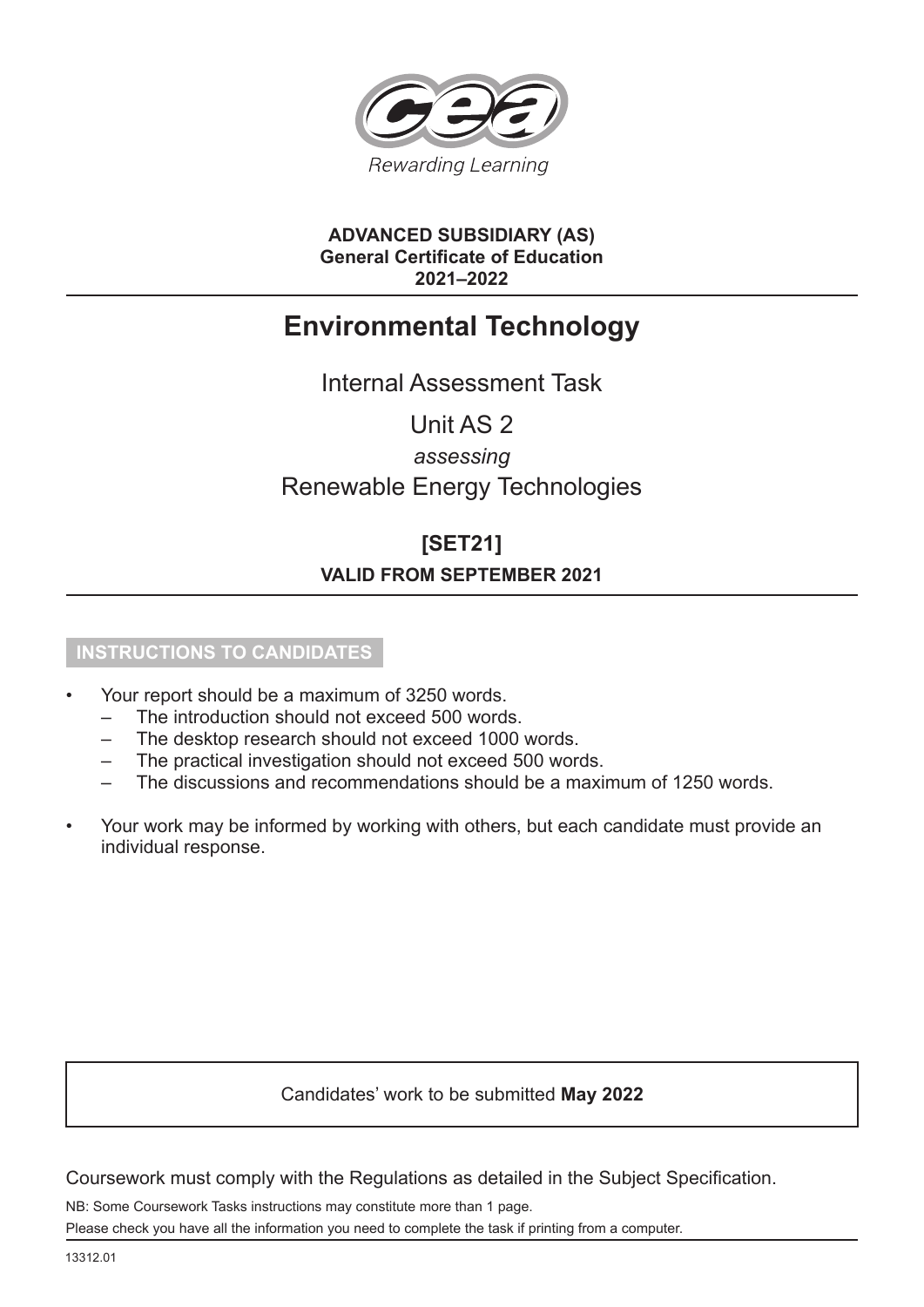Rewarding Learning

**ADVANCED SUBSIDIARY (AS)**
**General Certificate of Education**
**2021–2022**

# Environmental Technology

Internal Assessment Task

Unit AS 2

*assessing*

Renewable Energy Technologies

**[SET21]**

**VALID FROM SEPTEMBER 2021**

## INSTRUCTIONS TO CANDIDATES

- Your report should be a maximum of 3250 words.
  - The introduction should not exceed 500 words.
  - The desktop research should not exceed 1000 words.
  - The practical investigation should not exceed 500 words.
  - The discussions and recommendations should be a maximum of 1250 words.
- Your work may be informed by working with others, but each candidate must provide an individual response.

Candidates' work to be submitted **May 2022**

Coursework must comply with the Regulations as detailed in the Subject Specification.

NB: Some Coursework Tasks instructions may constitute more than 1 page.

Please check you have all the information you need to complete the task if printing from a computer.

13312.01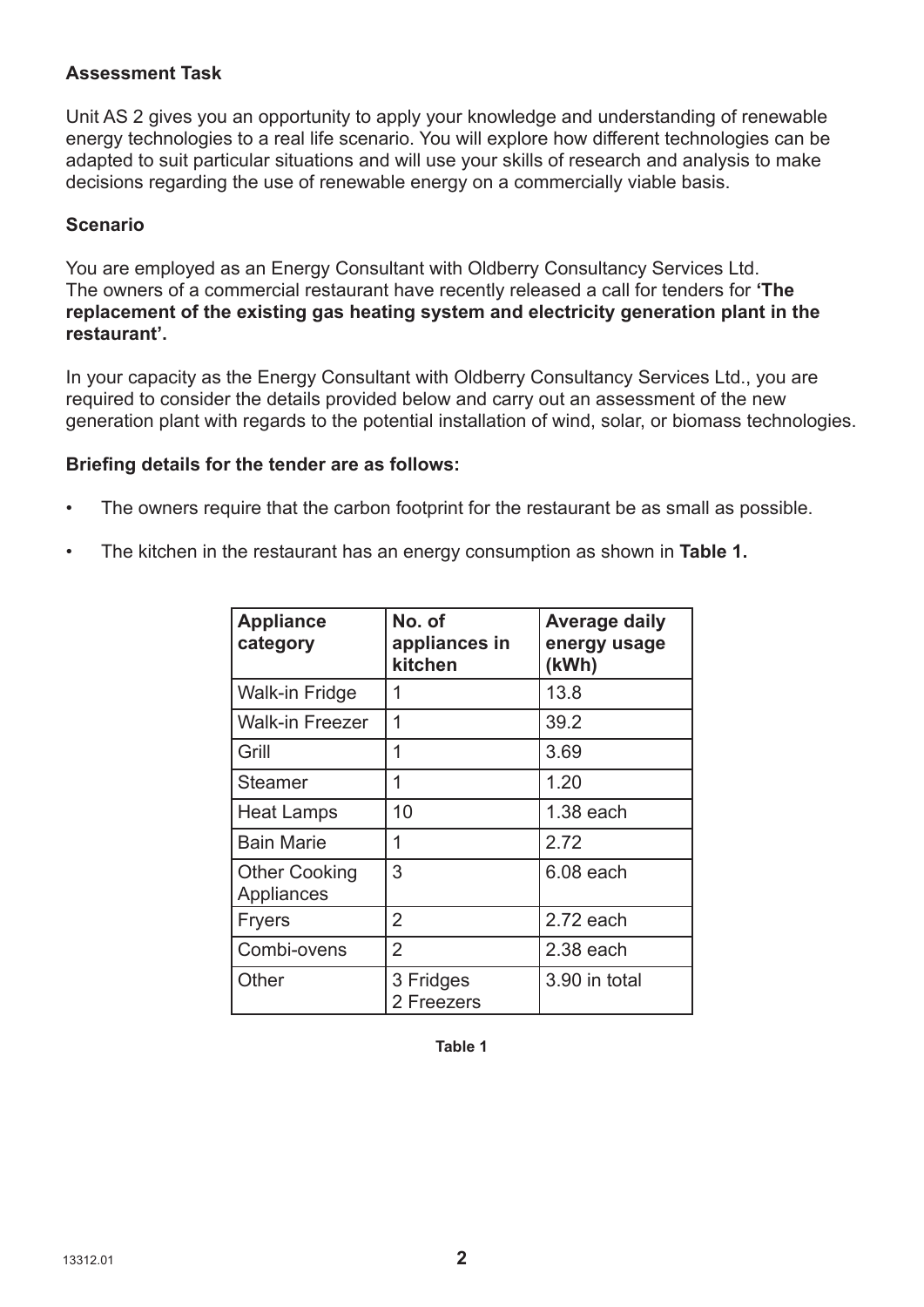**Assessment Task**

Unit AS 2 gives you an opportunity to apply your knowledge and understanding of renewable energy technologies to a real life scenario. You will explore how different technologies can be adapted to suit particular situations and will use your skills of research and analysis to make decisions regarding the use of renewable energy on a commercially viable basis.

**Scenario**

You are employed as an Energy Consultant with Oldberry Consultancy Services Ltd. The owners of a commercial restaurant have recently released a call for tenders for **'The replacement of the existing gas heating system and electricity generation plant in the restaurant'.**

In your capacity as the Energy Consultant with Oldberry Consultancy Services Ltd., you are required to consider the details provided below and carry out an assessment of the new generation plant with regards to the potential installation of wind, solar, or biomass technologies.

**Briefing details for the tender are as follows:**

- The owners require that the carbon footprint for the restaurant be as small as possible.
- The kitchen in the restaurant has an energy consumption as shown in **Table 1.**

| **Appliance category** | **No. of appliances in kitchen** | **Average daily energy usage (kWh)** |
|---|---|---|
| Walk-in Fridge | 1 | 13.8 |
| Walk-in Freezer | 1 | 39.2 |
| Grill | 1 | 3.69 |
| Steamer | 1 | 1.20 |
| Heat Lamps | 10 | 1.38 each |
| Bain Marie | 1 | 2.72 |
| Other Cooking Appliances | 3 | 6.08 each |
| Fryers | 2 | 2.72 each |
| Combi-ovens | 2 | 2.38 each |
| Other | 3 Fridges<br>2 Freezers | 3.90 in total |

**Table 1**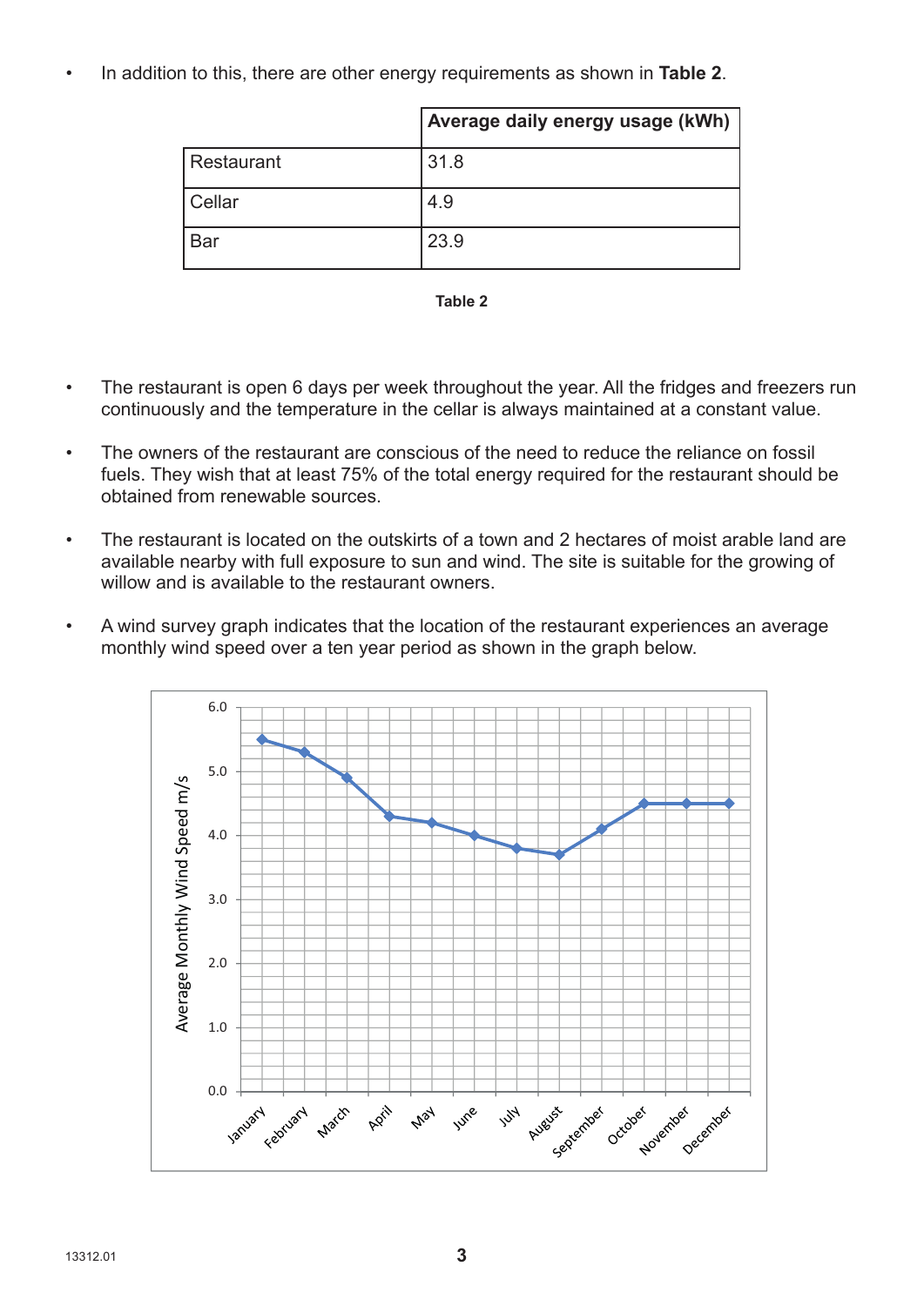- In addition to this, there are other energy requirements as shown in **Table 2**.

| | Average daily energy usage (kWh) |
|---|---|
| Restaurant | 31.8 |
| Cellar | 4.9 |
| Bar | 23.9 |

**Table 2**

- The restaurant is open 6 days per week throughout the year. All the fridges and freezers run continuously and the temperature in the cellar is always maintained at a constant value.

- The owners of the restaurant are conscious of the need to reduce the reliance on fossil fuels. They wish that at least 75% of the total energy required for the restaurant should be obtained from renewable sources.

- The restaurant is located on the outskirts of a town and 2 hectares of moist arable land are available nearby with full exposure to sun and wind. The site is suitable for the growing of willow and is available to the restaurant owners.

- A wind survey graph indicates that the location of the restaurant experiences an average monthly wind speed over a ten year period as shown in the graph below.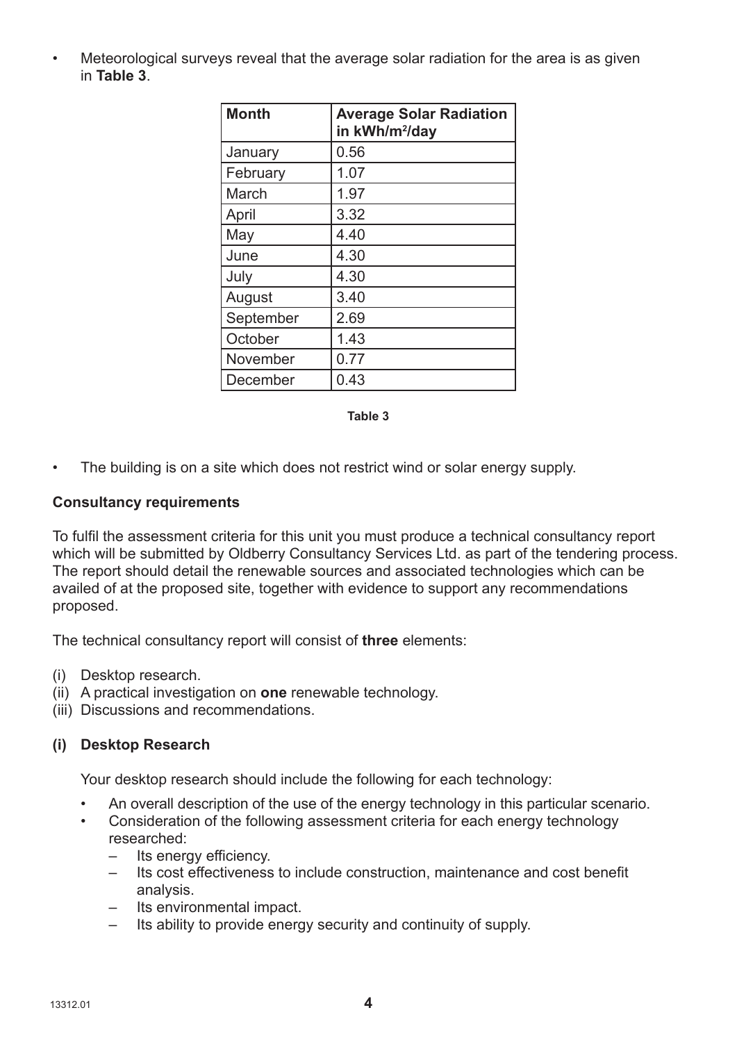- Meteorological surveys reveal that the average solar radiation for the area is as given in **Table 3**.

| Month | Average Solar Radiation in $kWh/m^2/day$ |
|---|---|
| January | 0.56 |
| February | 1.07 |
| March | 1.97 |
| April | 3.32 |
| May | 4.40 |
| June | 4.30 |
| July | 4.30 |
| August | 3.40 |
| September | 2.69 |
| October | 1.43 |
| November | 0.77 |
| December | 0.43 |

**Table 3**

- The building is on a site which does not restrict wind or solar energy supply.

**Consultancy requirements**

To fulfil the assessment criteria for this unit you must produce a technical consultancy report which will be submitted by Oldberry Consultancy Services Ltd. as part of the tendering process. The report should detail the renewable sources and associated technologies which can be availed of at the proposed site, together with evidence to support any recommendations proposed.

The technical consultancy report will consist of **three** elements:

(i) Desktop research.
(ii) A practical investigation on **one** renewable technology.
(iii) Discussions and recommendations.

**(i) Desktop Research**

Your desktop research should include the following for each technology:

- An overall description of the use of the energy technology in this particular scenario.
- Consideration of the following assessment criteria for each energy technology researched:
  - Its energy efficiency.
  - Its cost effectiveness to include construction, maintenance and cost benefit analysis.
  - Its environmental impact.
  - Its ability to provide energy security and continuity of supply.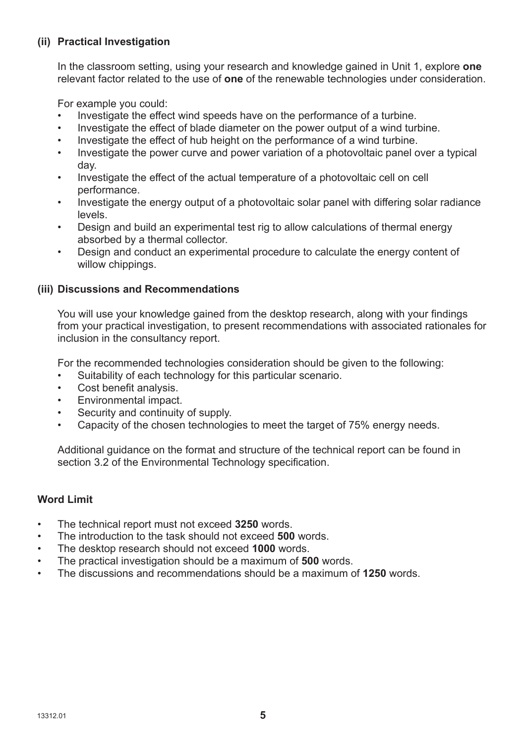### (ii) Practical Investigation

In the classroom setting, using your research and knowledge gained in Unit 1, explore **one** relevant factor related to the use of **one** of the renewable technologies under consideration.

For example you could:

- Investigate the effect wind speeds have on the performance of a turbine.
- Investigate the effect of blade diameter on the power output of a wind turbine.
- Investigate the effect of hub height on the performance of a wind turbine.
- Investigate the power curve and power variation of a photovoltaic panel over a typical day.
- Investigate the effect of the actual temperature of a photovoltaic cell on cell performance.
- Investigate the energy output of a photovoltaic solar panel with differing solar radiance levels.
- Design and build an experimental test rig to allow calculations of thermal energy absorbed by a thermal collector.
- Design and conduct an experimental procedure to calculate the energy content of willow chippings.

### (iii) Discussions and Recommendations

You will use your knowledge gained from the desktop research, along with your findings from your practical investigation, to present recommendations with associated rationales for inclusion in the consultancy report.

For the recommended technologies consideration should be given to the following:

- Suitability of each technology for this particular scenario.
- Cost benefit analysis.
- Environmental impact.
- Security and continuity of supply.
- Capacity of the chosen technologies to meet the target of 75% energy needs.

Additional guidance on the format and structure of the technical report can be found in section 3.2 of the Environmental Technology specification.

### Word Limit

- The technical report must not exceed **3250** words.
- The introduction to the task should not exceed **500** words.
- The desktop research should not exceed **1000** words.
- The practical investigation should be a maximum of **500** words.
- The discussions and recommendations should be a maximum of **1250** words.